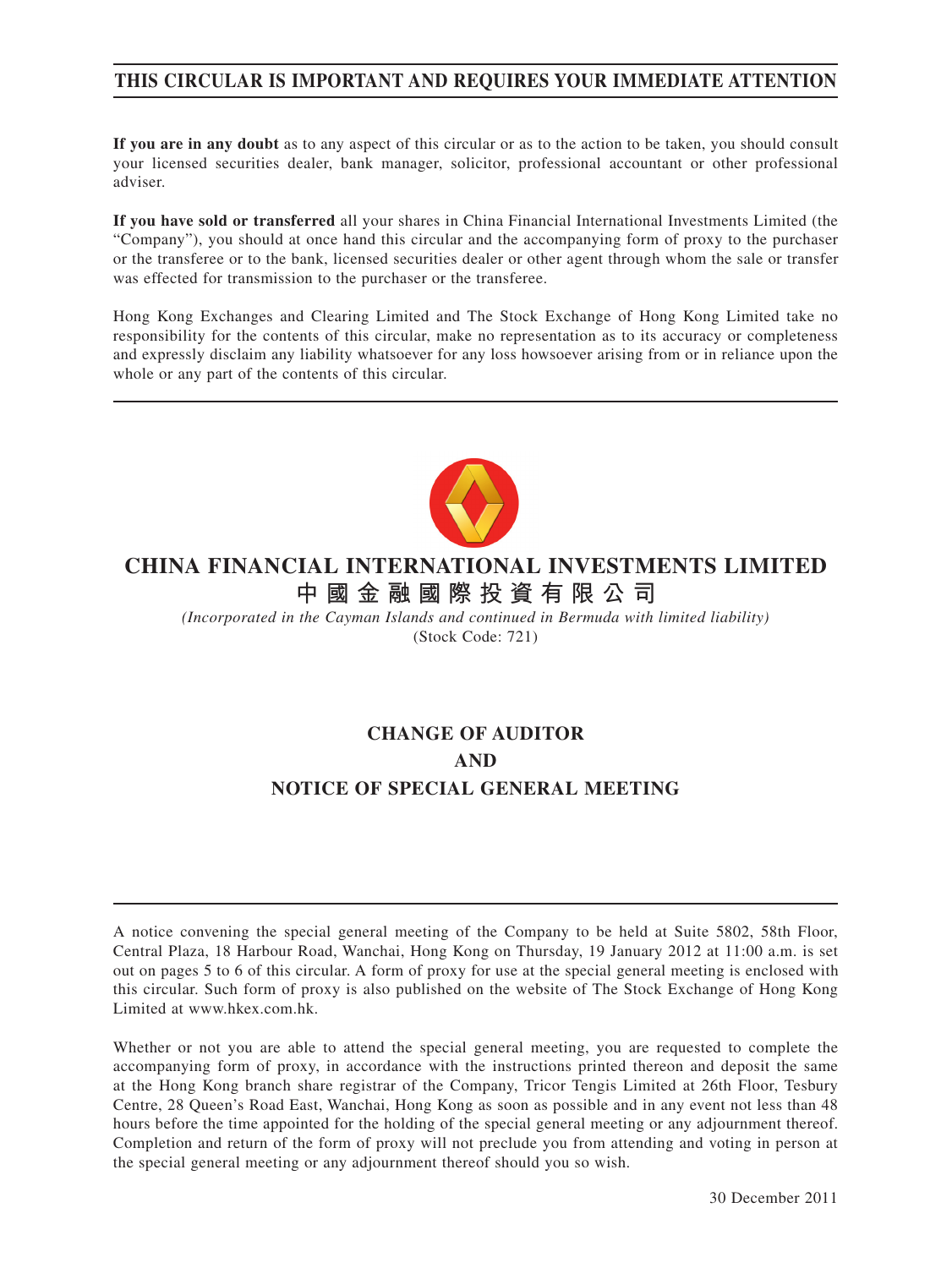**THIS CIRCULAR IS IMPORTANT AND REQUIRES YOUR IMMEDIATE ATTENTION**

**If you are in any doubt** as to any aspect of this circular or as to the action to be taken, you should consult your licensed securities dealer, bank manager, solicitor, professional accountant or other professional adviser.

**If you have sold or transferred** all your shares in China Financial International Investments Limited (the "Company"), you should at once hand this circular and the accompanying form of proxy to the purchaser or the transferee or to the bank, licensed securities dealer or other agent through whom the sale or transfer was effected for transmission to the purchaser or the transferee.

Hong Kong Exchanges and Clearing Limited and The Stock Exchange of Hong Kong Limited take no responsibility for the contents of this circular, make no representation as to its accuracy or completeness and expressly disclaim any liability whatsoever for any loss howsoever arising from or in reliance upon the whole or any part of the contents of this circular.

# CHINA FINANCIAL INTERNATIONAL INVESTMENTS LIMITED
# 中國金融國際投資有限公司

*(Incorporated in the Cayman Islands and continued in Bermuda with limited liability)*
(Stock Code: 721)

## CHANGE OF AUDITOR
## AND
## NOTICE OF SPECIAL GENERAL MEETING

A notice convening the special general meeting of the Company to be held at Suite 5802, 58th Floor, Central Plaza, 18 Harbour Road, Wanchai, Hong Kong on Thursday, 19 January 2012 at 11:00 a.m. is set out on pages 5 to 6 of this circular. A form of proxy for use at the special general meeting is enclosed with this circular. Such form of proxy is also published on the website of The Stock Exchange of Hong Kong Limited at www.hkex.com.hk.

Whether or not you are able to attend the special general meeting, you are requested to complete the accompanying form of proxy, in accordance with the instructions printed thereon and deposit the same at the Hong Kong branch share registrar of the Company, Tricor Tengis Limited at 26th Floor, Tesbury Centre, 28 Queen's Road East, Wanchai, Hong Kong as soon as possible and in any event not less than 48 hours before the time appointed for the holding of the special general meeting or any adjournment thereof. Completion and return of the form of proxy will not preclude you from attending and voting in person at the special general meeting or any adjournment thereof should you so wish.

30 December 2011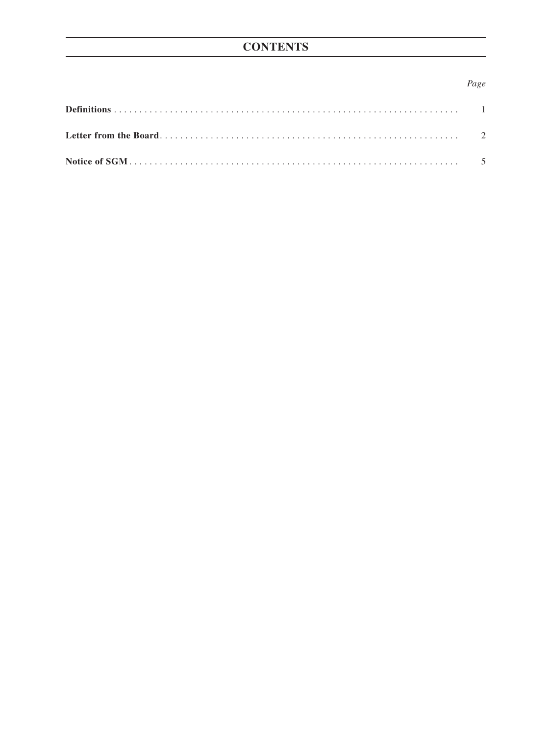# CONTENTS

| | *Page* |
|---|---|
| **Definitions** | 1 |
| **Letter from the Board** | 2 |
| **Notice of SGM** | 5 |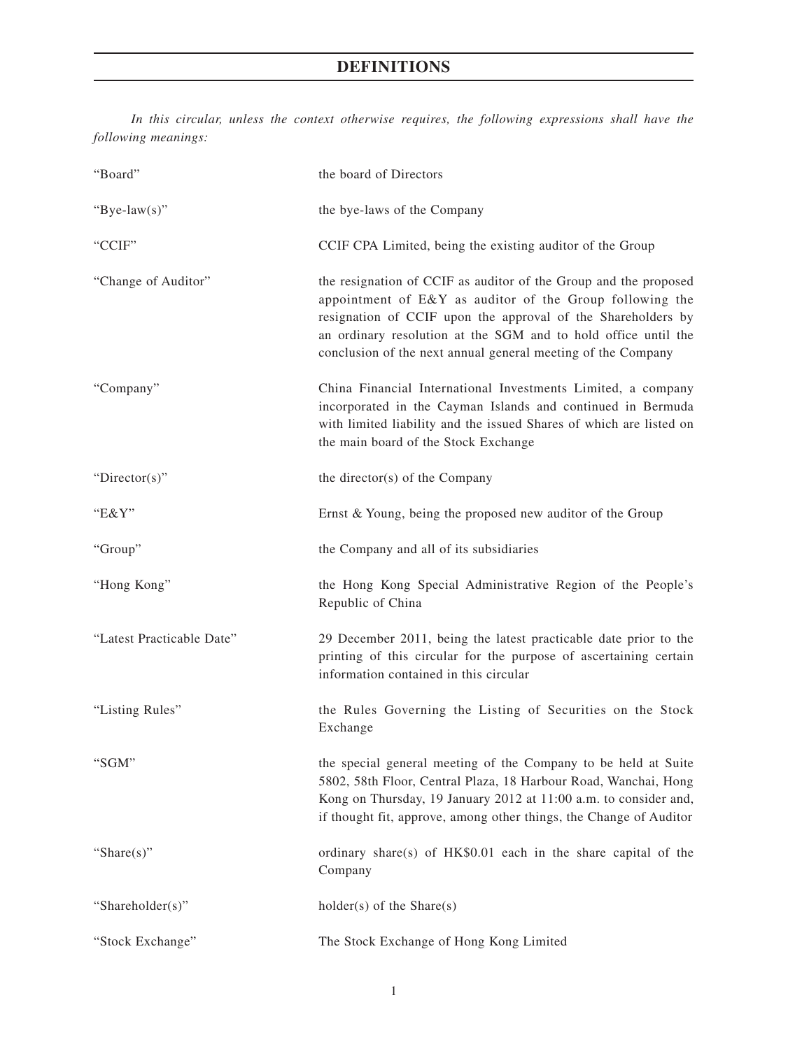# DEFINITIONS

*In this circular, unless the context otherwise requires, the following expressions shall have the following meanings:*

| | |
|---|---|
| "Board" | the board of Directors |
| "Bye-law(s)" | the bye-laws of the Company |
| "CCIF" | CCIF CPA Limited, being the existing auditor of the Group |
| "Change of Auditor" | the resignation of CCIF as auditor of the Group and the proposed appointment of E&Y as auditor of the Group following the resignation of CCIF upon the approval of the Shareholders by an ordinary resolution at the SGM and to hold office until the conclusion of the next annual general meeting of the Company |
| "Company" | China Financial International Investments Limited, a company incorporated in the Cayman Islands and continued in Bermuda with limited liability and the issued Shares of which are listed on the main board of the Stock Exchange |
| "Director(s)" | the director(s) of the Company |
| "E&Y" | Ernst & Young, being the proposed new auditor of the Group |
| "Group" | the Company and all of its subsidiaries |
| "Hong Kong" | the Hong Kong Special Administrative Region of the People's Republic of China |
| "Latest Practicable Date" | 29 December 2011, being the latest practicable date prior to the printing of this circular for the purpose of ascertaining certain information contained in this circular |
| "Listing Rules" | the Rules Governing the Listing of Securities on the Stock Exchange |
| "SGM" | the special general meeting of the Company to be held at Suite 5802, 58th Floor, Central Plaza, 18 Harbour Road, Wanchai, Hong Kong on Thursday, 19 January 2012 at 11:00 a.m. to consider and, if thought fit, approve, among other things, the Change of Auditor |
| "Share(s)" | ordinary share(s) of HK$0.01 each in the share capital of the Company |
| "Shareholder(s)" | holder(s) of the Share(s) |
| "Stock Exchange" | The Stock Exchange of Hong Kong Limited |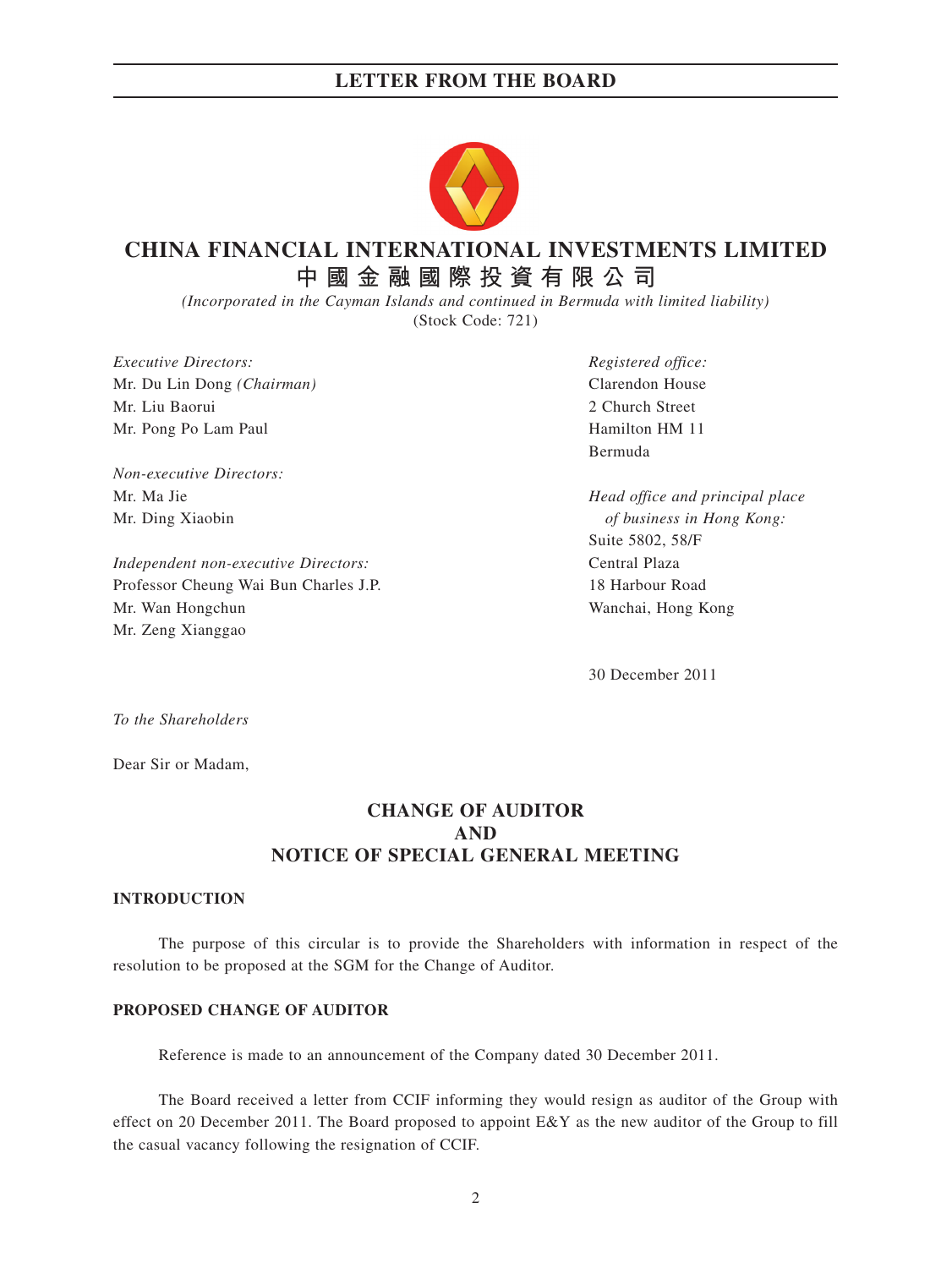# CHINA FINANCIAL INTERNATIONAL INVESTMENTS LIMITED

# 中國金融國際投資有限公司

*(Incorporated in the Cayman Islands and continued in Bermuda with limited liability)*

(Stock Code: 721)

*Executive Directors:*
Mr. Du Lin Dong *(Chairman)*
Mr. Liu Baorui
Mr. Pong Po Lam Paul

*Non-executive Directors:*
Mr. Ma Jie
Mr. Ding Xiaobin

*Independent non-executive Directors:*
Professor Cheung Wai Bun Charles J.P.
Mr. Wan Hongchun
Mr. Zeng Xianggao

*Registered office:*
Clarendon House
2 Church Street
Hamilton HM 11
Bermuda

*Head office and principal place of business in Hong Kong:*
Suite 5802, 58/F
Central Plaza
18 Harbour Road
Wanchai, Hong Kong

30 December 2011

*To the Shareholders*

Dear Sir or Madam,

## CHANGE OF AUDITOR AND NOTICE OF SPECIAL GENERAL MEETING

### INTRODUCTION

The purpose of this circular is to provide the Shareholders with information in respect of the resolution to be proposed at the SGM for the Change of Auditor.

### PROPOSED CHANGE OF AUDITOR

Reference is made to an announcement of the Company dated 30 December 2011.

The Board received a letter from CCIF informing they would resign as auditor of the Group with effect on 20 December 2011. The Board proposed to appoint E&Y as the new auditor of the Group to fill the casual vacancy following the resignation of CCIF.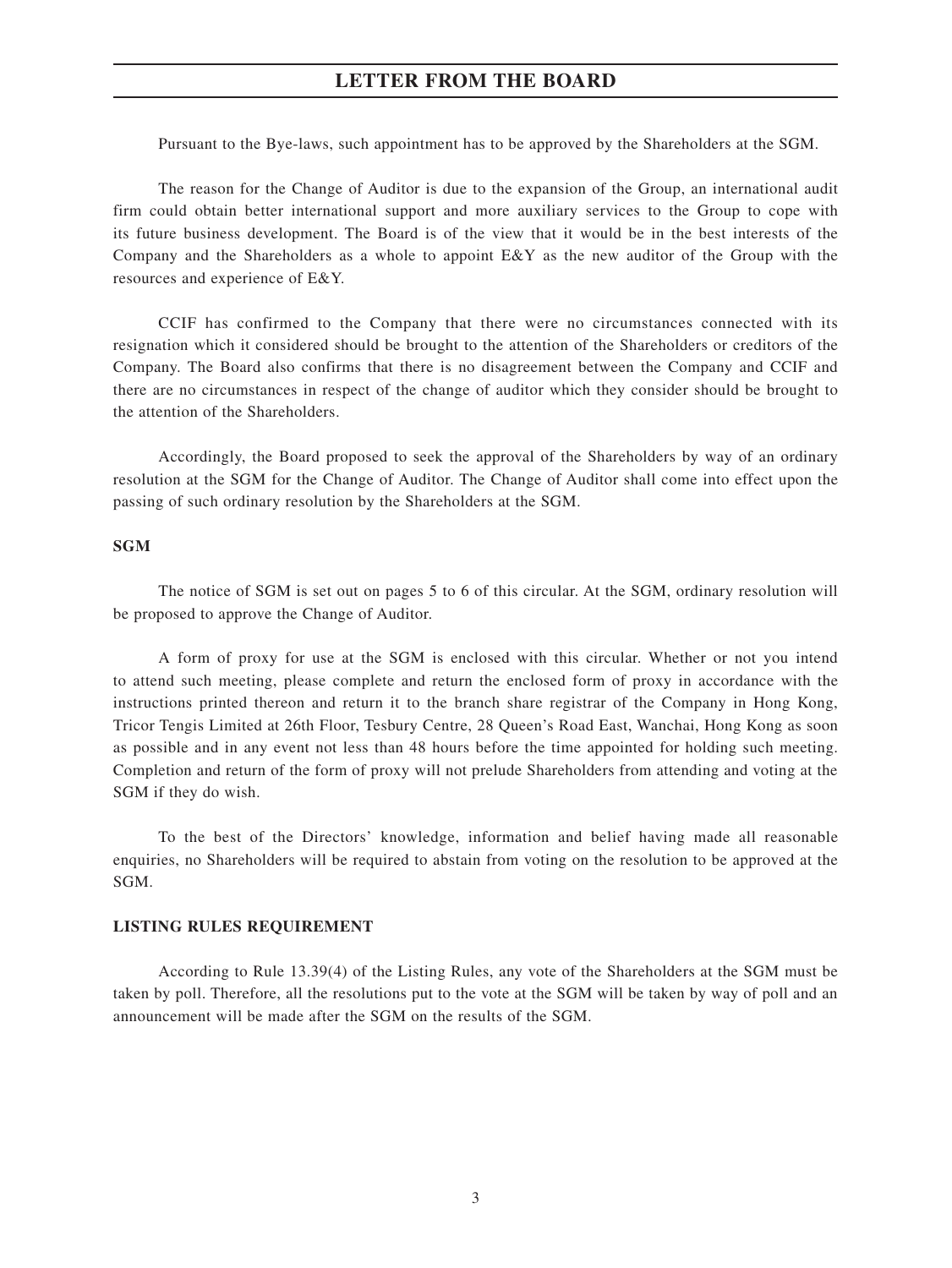Pursuant to the Bye-laws, such appointment has to be approved by the Shareholders at the SGM.

The reason for the Change of Auditor is due to the expansion of the Group, an international audit firm could obtain better international support and more auxiliary services to the Group to cope with its future business development. The Board is of the view that it would be in the best interests of the Company and the Shareholders as a whole to appoint E&Y as the new auditor of the Group with the resources and experience of E&Y.

CCIF has confirmed to the Company that there were no circumstances connected with its resignation which it considered should be brought to the attention of the Shareholders or creditors of the Company. The Board also confirms that there is no disagreement between the Company and CCIF and there are no circumstances in respect of the change of auditor which they consider should be brought to the attention of the Shareholders.

Accordingly, the Board proposed to seek the approval of the Shareholders by way of an ordinary resolution at the SGM for the Change of Auditor. The Change of Auditor shall come into effect upon the passing of such ordinary resolution by the Shareholders at the SGM.

**SGM**

The notice of SGM is set out on pages 5 to 6 of this circular. At the SGM, ordinary resolution will be proposed to approve the Change of Auditor.

A form of proxy for use at the SGM is enclosed with this circular. Whether or not you intend to attend such meeting, please complete and return the enclosed form of proxy in accordance with the instructions printed thereon and return it to the branch share registrar of the Company in Hong Kong, Tricor Tengis Limited at 26th Floor, Tesbury Centre, 28 Queen's Road East, Wanchai, Hong Kong as soon as possible and in any event not less than 48 hours before the time appointed for holding such meeting. Completion and return of the form of proxy will not prelude Shareholders from attending and voting at the SGM if they do wish.

To the best of the Directors' knowledge, information and belief having made all reasonable enquiries, no Shareholders will be required to abstain from voting on the resolution to be approved at the SGM.

**LISTING RULES REQUIREMENT**

According to Rule 13.39(4) of the Listing Rules, any vote of the Shareholders at the SGM must be taken by poll. Therefore, all the resolutions put to the vote at the SGM will be taken by way of poll and an announcement will be made after the SGM on the results of the SGM.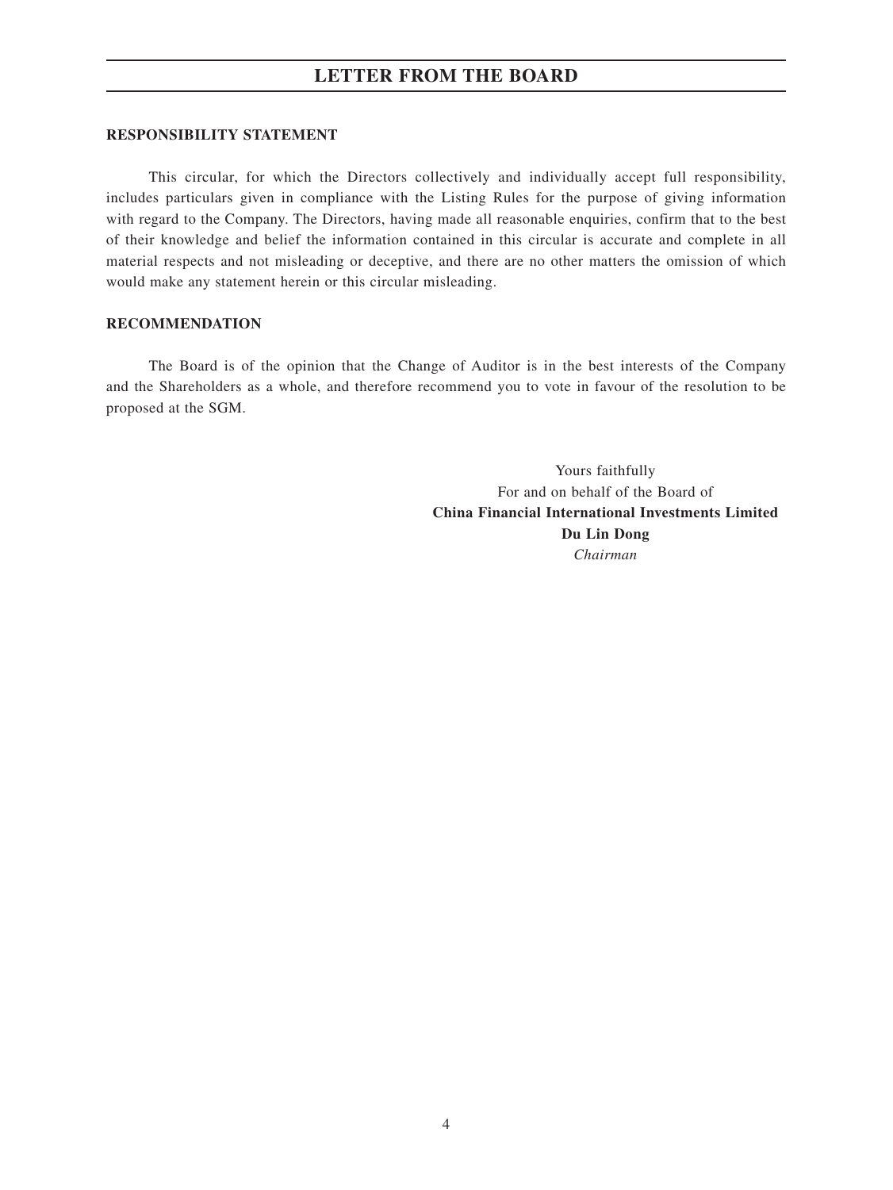## LETTER FROM THE BOARD

### RESPONSIBILITY STATEMENT

This circular, for which the Directors collectively and individually accept full responsibility, includes particulars given in compliance with the Listing Rules for the purpose of giving information with regard to the Company. The Directors, having made all reasonable enquiries, confirm that to the best of their knowledge and belief the information contained in this circular is accurate and complete in all material respects and not misleading or deceptive, and there are no other matters the omission of which would make any statement herein or this circular misleading.

### RECOMMENDATION

The Board is of the opinion that the Change of Auditor is in the best interests of the Company and the Shareholders as a whole, and therefore recommend you to vote in favour of the resolution to be proposed at the SGM.

Yours faithfully
For and on behalf of the Board of
**China Financial International Investments Limited**
**Du Lin Dong**
*Chairman*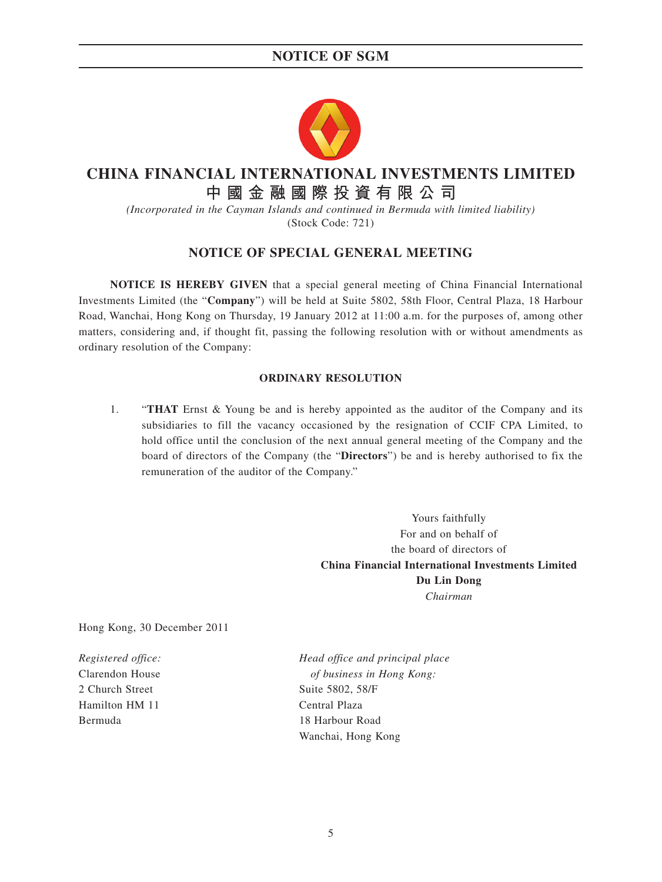# CHINA FINANCIAL INTERNATIONAL INVESTMENTS LIMITED

# 中國金融國際投資有限公司

*(Incorporated in the Cayman Islands and continued in Bermuda with limited liability)*

(Stock Code: 721)

## NOTICE OF SPECIAL GENERAL MEETING

**NOTICE IS HEREBY GIVEN** that a special general meeting of China Financial International Investments Limited (the "**Company**") will be held at Suite 5802, 58th Floor, Central Plaza, 18 Harbour Road, Wanchai, Hong Kong on Thursday, 19 January 2012 at 11:00 a.m. for the purposes of, among other matters, considering and, if thought fit, passing the following resolution with or without amendments as ordinary resolution of the Company:

### ORDINARY RESOLUTION

1. "**THAT** Ernst & Young be and is hereby appointed as the auditor of the Company and its subsidiaries to fill the vacancy occasioned by the resignation of CCIF CPA Limited, to hold office until the conclusion of the next annual general meeting of the Company and the board of directors of the Company (the "**Directors**") be and is hereby authorised to fix the remuneration of the auditor of the Company."

Yours faithfully
For and on behalf of
the board of directors of
**China Financial International Investments Limited**
**Du Lin Dong**
*Chairman*

Hong Kong, 30 December 2011

*Registered office:*
Clarendon House
2 Church Street
Hamilton HM 11
Bermuda

*Head office and principal place of business in Hong Kong:*
Suite 5802, 58/F
Central Plaza
18 Harbour Road
Wanchai, Hong Kong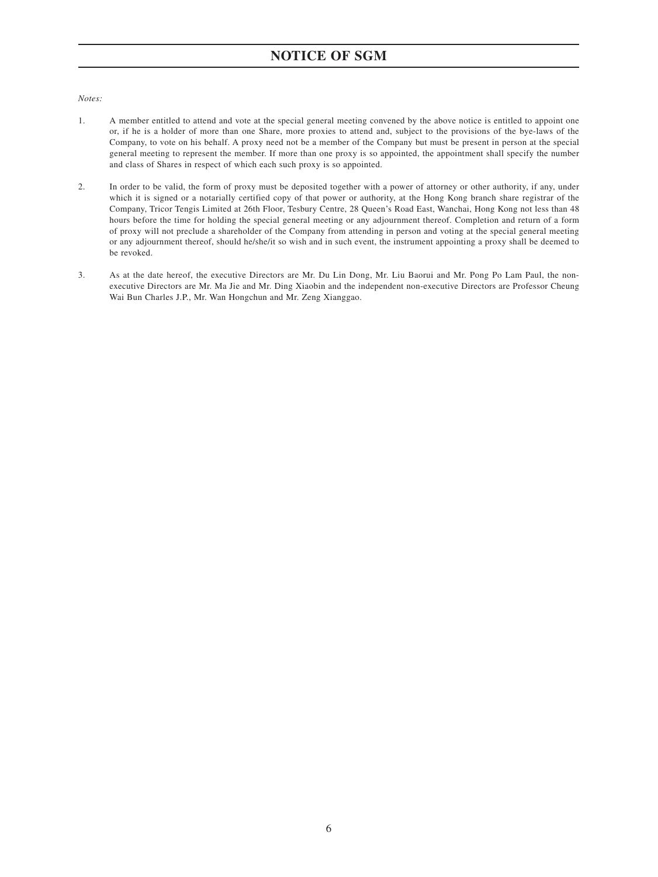# NOTICE OF SGM

*Notes:*

1. A member entitled to attend and vote at the special general meeting convened by the above notice is entitled to appoint one or, if he is a holder of more than one Share, more proxies to attend and, subject to the provisions of the bye-laws of the Company, to vote on his behalf. A proxy need not be a member of the Company but must be present in person at the special general meeting to represent the member. If more than one proxy is so appointed, the appointment shall specify the number and class of Shares in respect of which each such proxy is so appointed.

2. In order to be valid, the form of proxy must be deposited together with a power of attorney or other authority, if any, under which it is signed or a notarially certified copy of that power or authority, at the Hong Kong branch share registrar of the Company, Tricor Tengis Limited at 26th Floor, Tesbury Centre, 28 Queen's Road East, Wanchai, Hong Kong not less than 48 hours before the time for holding the special general meeting or any adjournment thereof. Completion and return of a form of proxy will not preclude a shareholder of the Company from attending in person and voting at the special general meeting or any adjournment thereof, should he/she/it so wish and in such event, the instrument appointing a proxy shall be deemed to be revoked.

3. As at the date hereof, the executive Directors are Mr. Du Lin Dong, Mr. Liu Baorui and Mr. Pong Po Lam Paul, the non-executive Directors are Mr. Ma Jie and Mr. Ding Xiaobin and the independent non-executive Directors are Professor Cheung Wai Bun Charles J.P., Mr. Wan Hongchun and Mr. Zeng Xianggao.